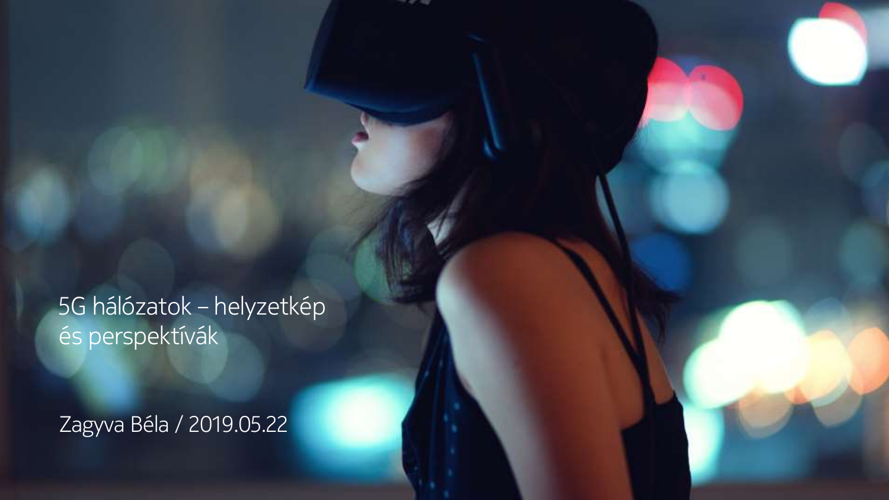# 5G hálózatok – helyzetkép és perspektívák

Zagyva Béla / 2019.05.22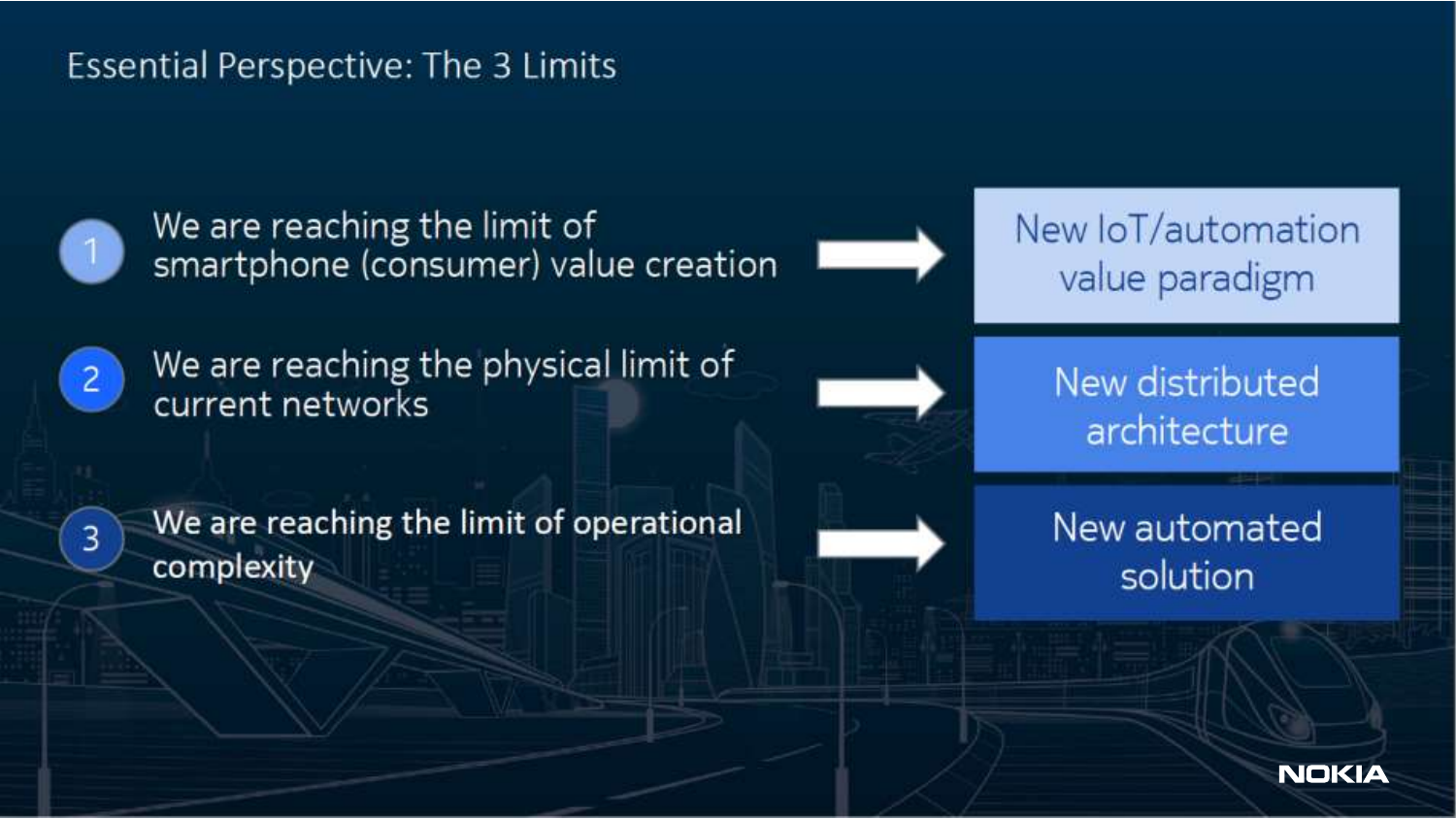# Essential Perspective: The 3 Limits

| | Limit | | Response |
|---|---|---|---|
| 1 | We are reaching the limit of smartphone (consumer) value creation | → | New IoT/automation value paradigm |
| 2 | We are reaching the physical limit of current networks | → | New distributed architecture |
| 3 | We are reaching the limit of operational complexity | → | New automated solution |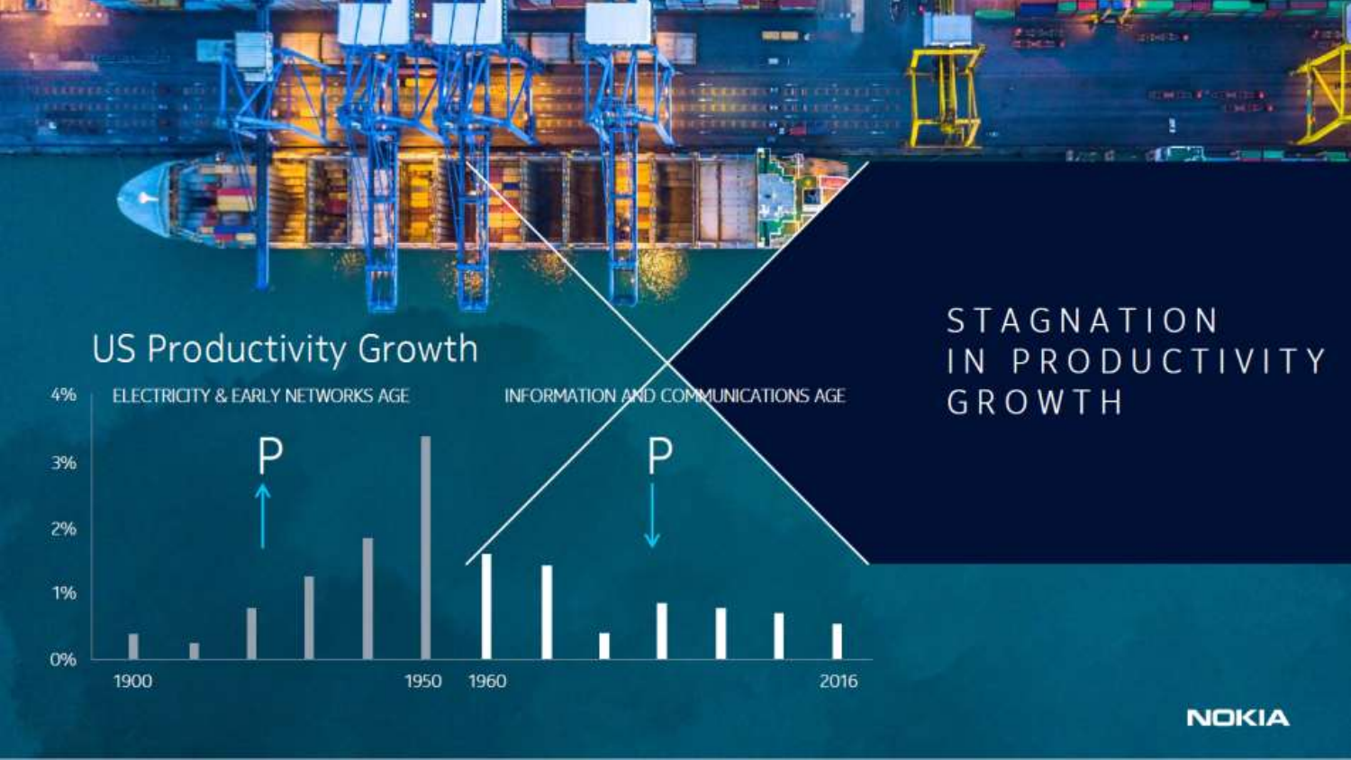# STAGNATION IN PRODUCTIVITY GROWTH

## US Productivity Growth

ELECTRICITY & EARLY NETWORKS AGE

INFORMATION AND COMMUNICATIONS AGE

P ↑

P ↓

4%
3%
2%
1%
0%

1900 1950 1960 2016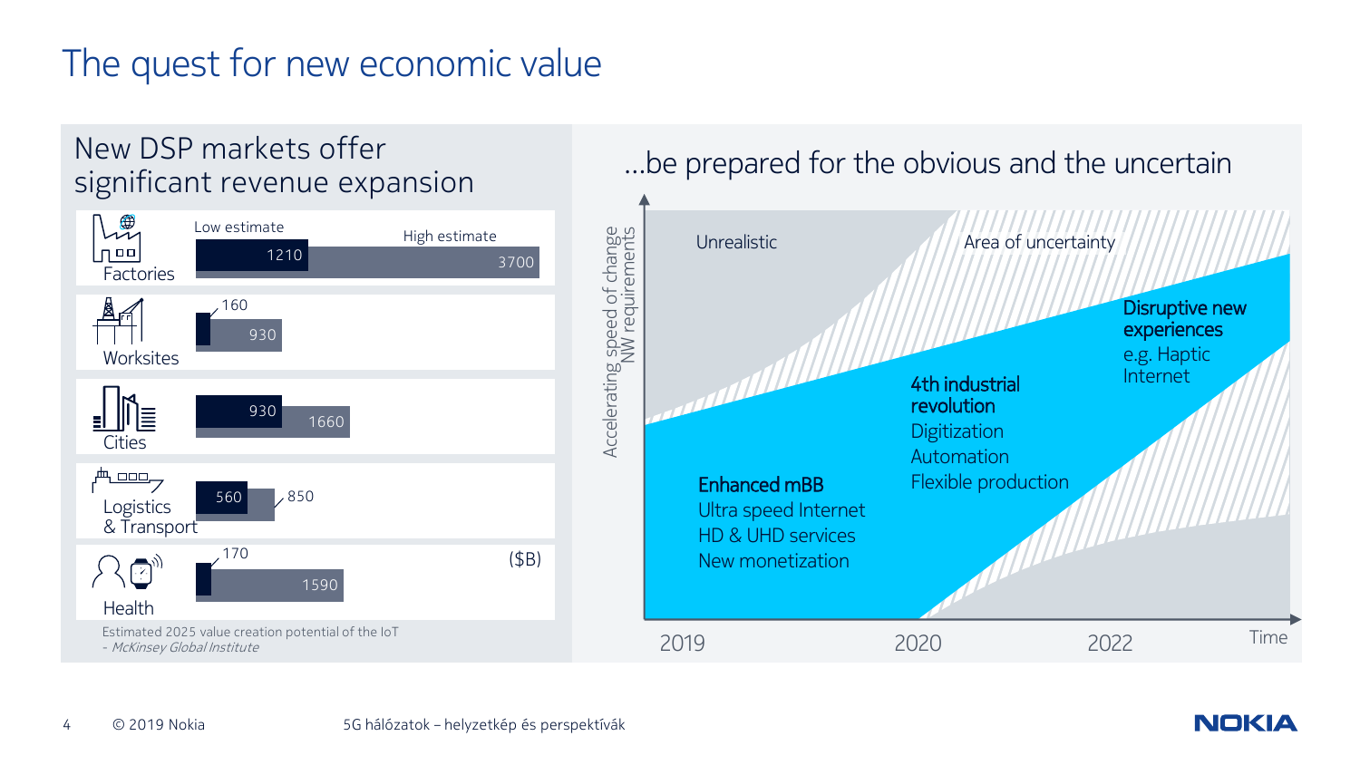# The quest for new economic value

## New DSP markets offer significant revenue expansion

| Sector | Low estimate | High estimate |
|---|---|---|
| Factories | 1210 | 3700 |
| Worksites | 160 | 930 |
| Cities | 930 | 1660 |
| Logistics & Transport | 560 | 850 |
| Health | 170 | 1590 |

($B)

Estimated 2025 value creation potential of the IoT
*- McKinsey Global Institute*

## …be prepared for the obvious and the uncertain

Accelerating speed of change NW requirements

Unrealistic

Area of uncertainty

**Enhanced mBB**
Ultra speed Internet
HD & UHD services
New monetization

**4th industrial revolution**
Digitization
Automation
Flexible production

**Disruptive new experiences**
e.g. Haptic Internet

2019 — 2020 — 2022 — Time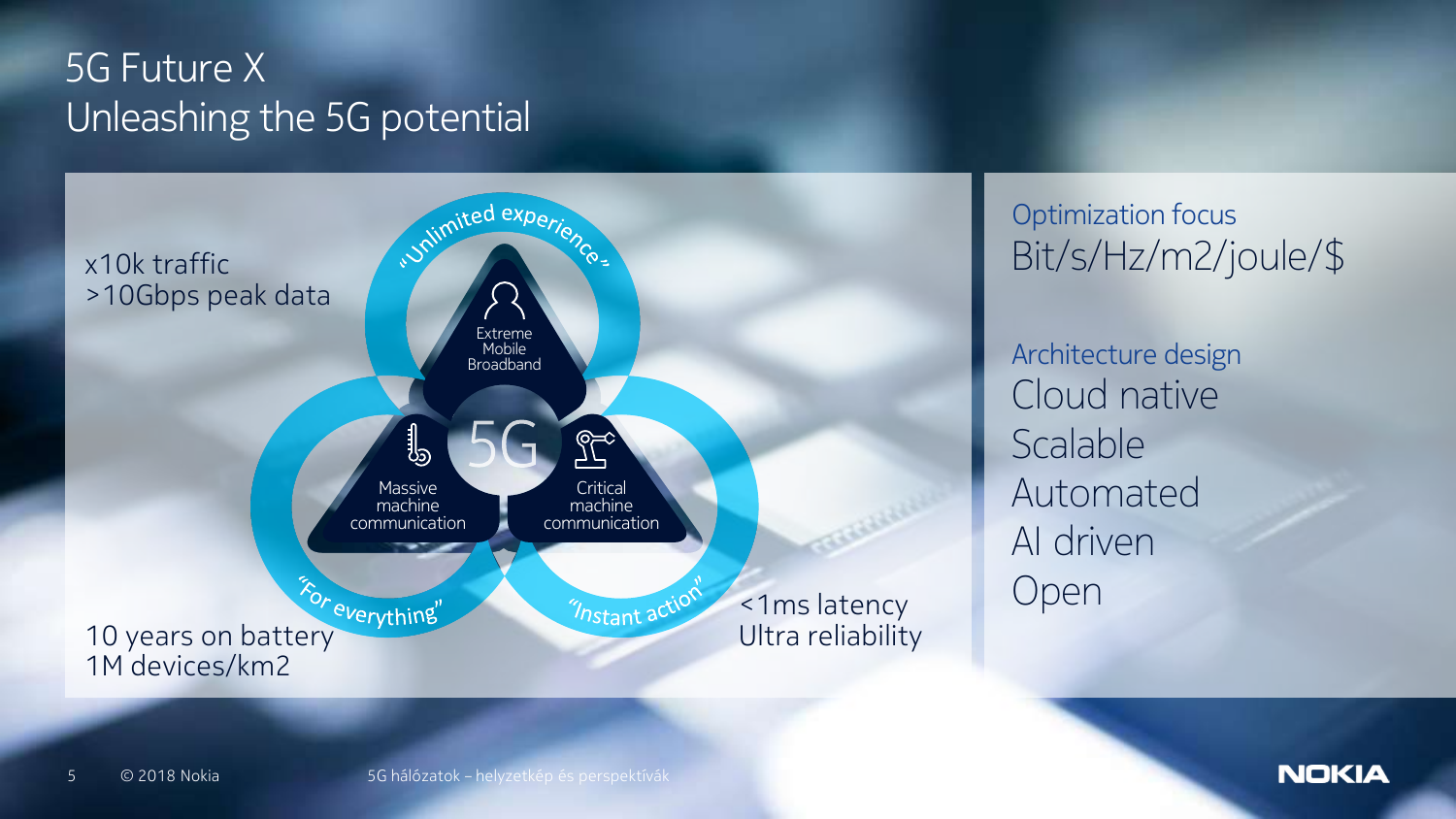# 5G Future X
## Unleashing the 5G potential

x10k traffic
>10Gbps peak data

"Unlimited experience"

Extreme Mobile Broadband

5G

Massive machine communication

Critical machine communication

"For everything"

"Instant action"

10 years on battery
1M devices/km2

<1ms latency
Ultra reliability

Optimization focus

Bit/s/Hz/m2/joule/$

Architecture design

- Cloud native
- Scalable
- Automated
- AI driven
- Open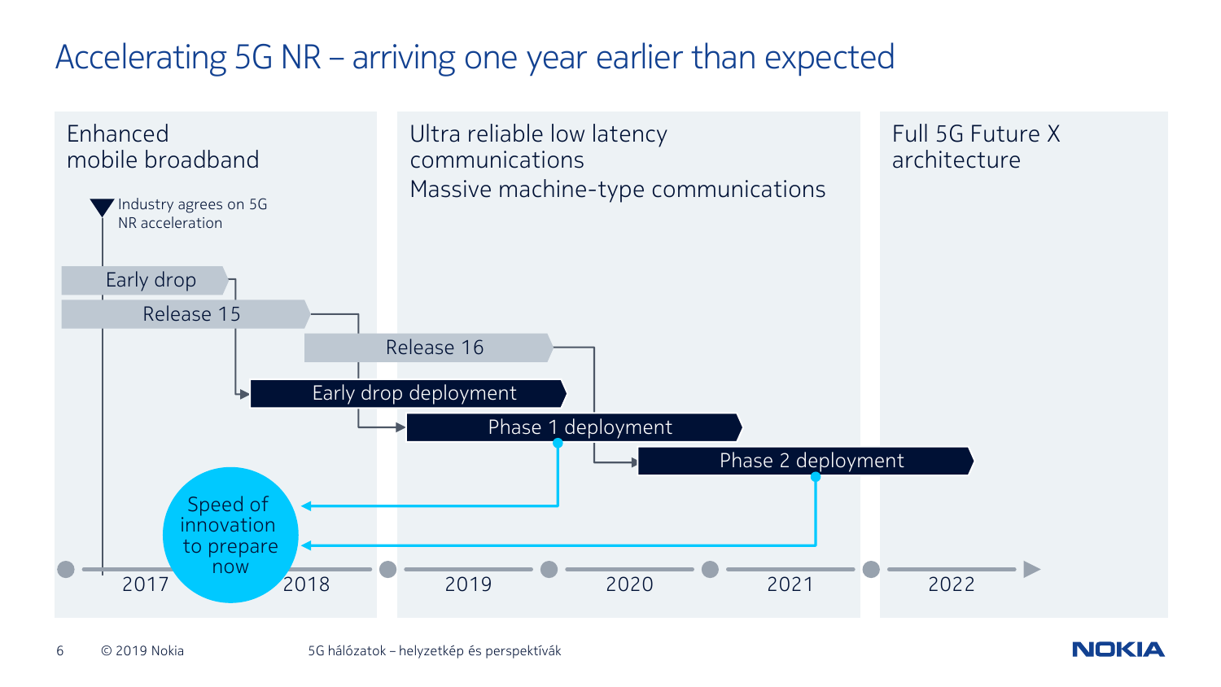# Accelerating 5G NR – arriving one year earlier than expected

**Enhanced mobile broadband**

**Ultra reliable low latency communications**
**Massive machine-type communications**

**Full 5G Future X architecture**

- Industry agrees on 5G NR acceleration
- Early drop
- Release 15
- Release 16
- Early drop deployment
- Phase 1 deployment
- Phase 2 deployment

Speed of innovation to prepare now

2017 | 2018 | 2019 | 2020 | 2021 | 2022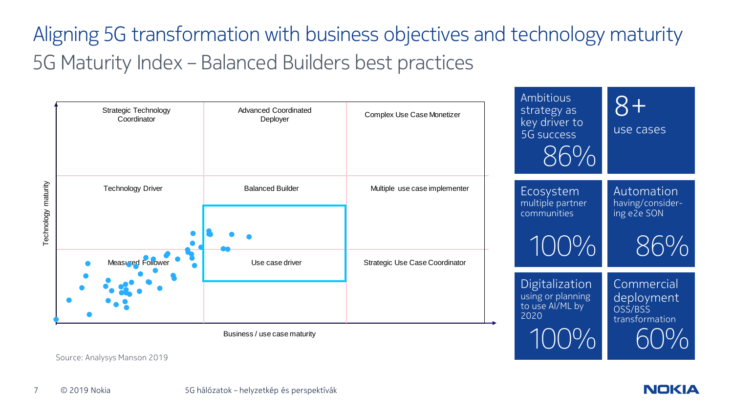# Aligning 5G transformation with business objectives and technology maturity

## 5G Maturity Index – Balanced Builders best practices

Technology maturity

| Strategic Technology Coordinator | Advanced Coordinated Deployer | Complex Use Case Monetizer |
|---|---|---|
| Technology Driver | Balanced Builder | Multiple use case implementer |
| Measured Follower | Use case driver | Strategic Use Case Coordinator |

Business / use case maturity

Source: Analysys Manson 2019

| | |
|---|---|
| Ambitious strategy as key driver to 5G success 86% | 8+ use cases |
| Ecosystem multiple partner communities 100% | Automation having/considering e2e SON 86% |
| Digitalization using or planning to use AI/ML by 2020 100% | Commercial deployment OSS/BSS transformation 60% |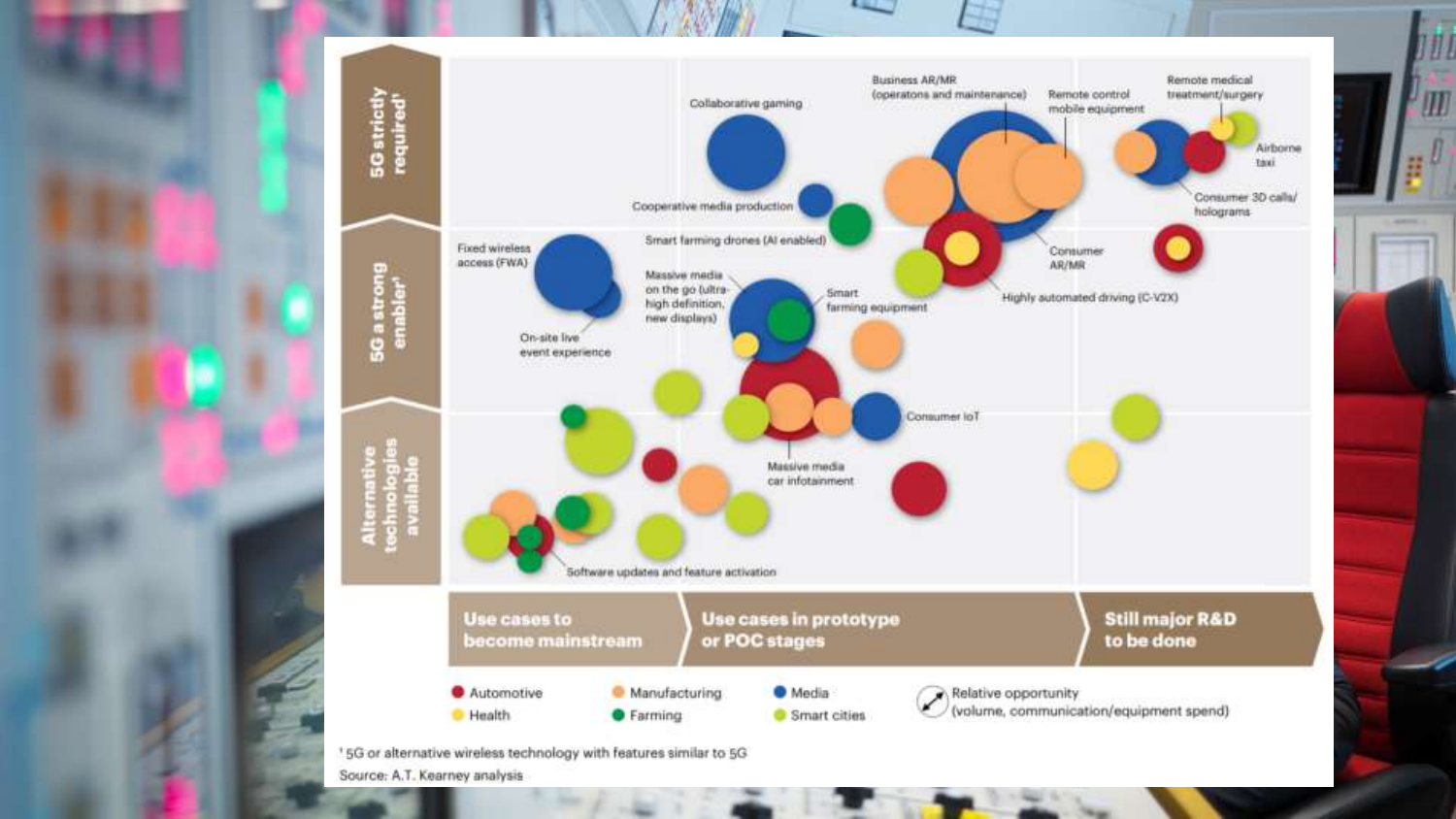5G strictly required[1]

5G a strong enabler[1]

Alternative technologies available

Collaborative gaming

Business AR/MR (operations and maintenance)

Remote control mobile equipment

Remote medical treatment/surgery

Airborne taxi

Consumer 3D calls/ holograms

Cooperative media production

Smart farming drones (AI enabled)

Consumer AR/MR

Fixed wireless access (FWA)

Massive media on the go (ultra-high definition, new displays)

Smart farming equipment

Highly automated driving (C-V2X)

On-site live event experience

Consumer IoT

Massive media car infotainment

Software updates and feature activation

**Use cases to become mainstream** | **Use cases in prototype or POC stages** | **Still major R&D to be done**

- Automotive
- Health
- Manufacturing
- Farming
- Media
- Smart cities

Relative opportunity (volume, communication/equipment spend)

[1] 5G or alternative wireless technology with features similar to 5G

Source: A.T. Kearney analysis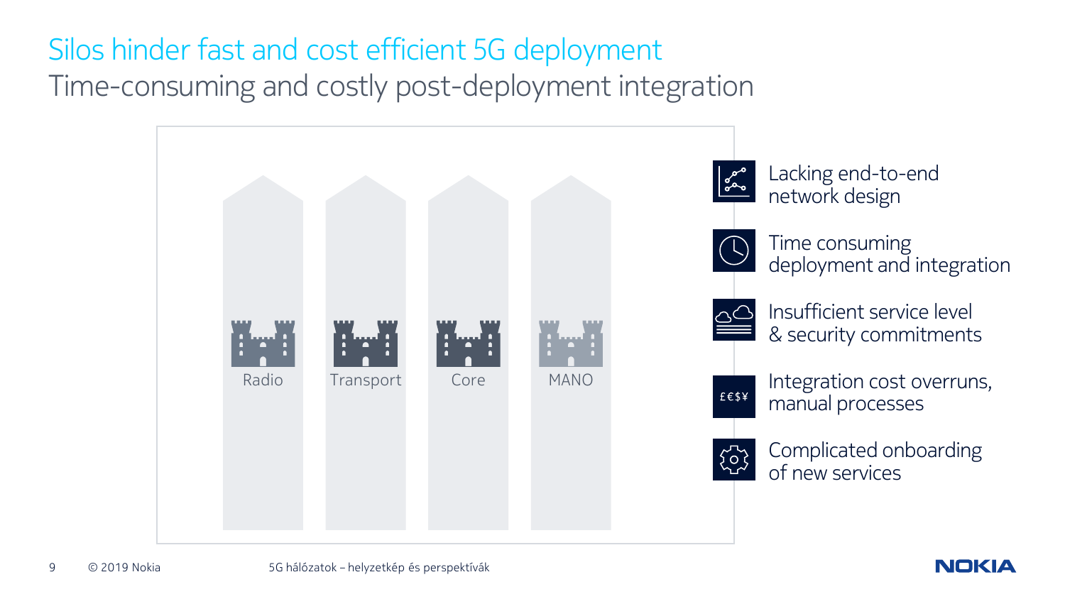# Silos hinder fast and cost efficient 5G deployment

## Time-consuming and costly post-deployment integration

Radio

Transport

Core

MANO

- Lacking end-to-end network design
- Time consuming deployment and integration
- Insufficient service level & security commitments
- Integration cost overruns, manual processes
- Complicated onboarding of new services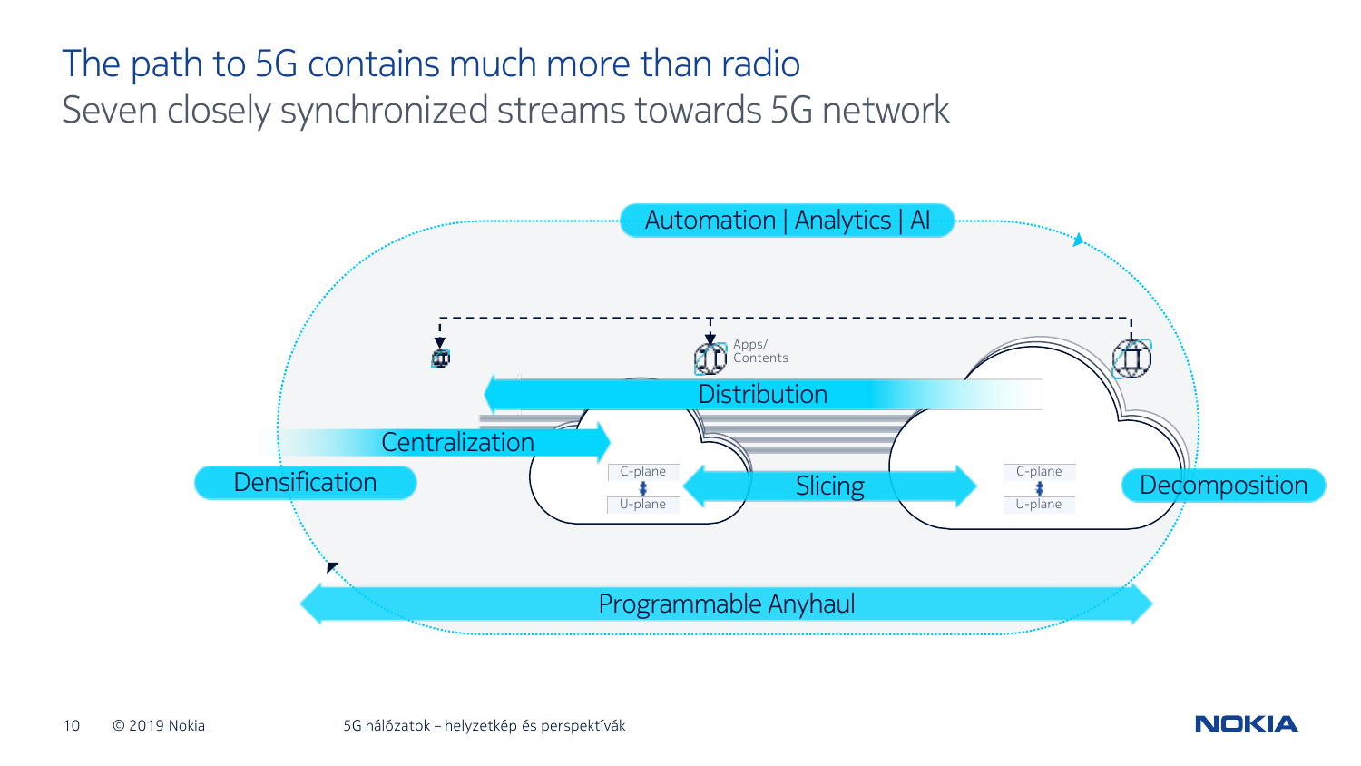# The path to 5G contains much more than radio

## Seven closely synchronized streams towards 5G network

Automation | Analytics | AI

Apps/ Contents

Distribution

Centralization

Densification

C-plane

U-plane

Slicing

C-plane

U-plane

Decomposition

Programmable Anyhaul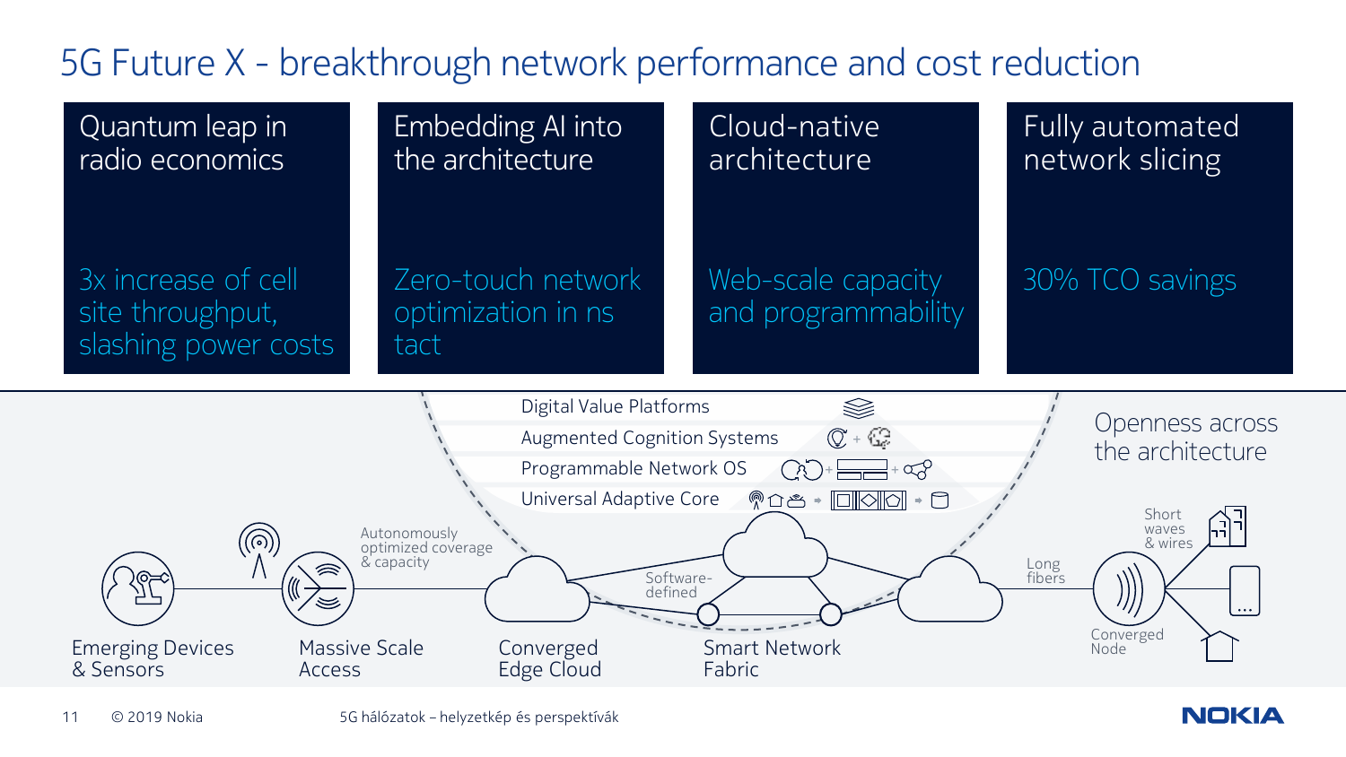# 5G Future X - breakthrough network performance and cost reduction

| Quantum leap in radio economics | Embedding AI into the architecture | Cloud-native architecture | Fully automated network slicing |
| --- | --- | --- | --- |
| 3x increase of cell site throughput, slashing power costs | Zero-touch network optimization in ns tact | Web-scale capacity and programmability | 30% TCO savings |

- Digital Value Platforms
- Augmented Cognition Systems
- Programmable Network OS
- Universal Adaptive Core

Openness across the architecture

Autonomously optimized coverage & capacity

Software-defined

Long fibers

Short waves & wires

Emerging Devices & Sensors

Massive Scale Access

Converged Edge Cloud

Smart Network Fabric

Converged Node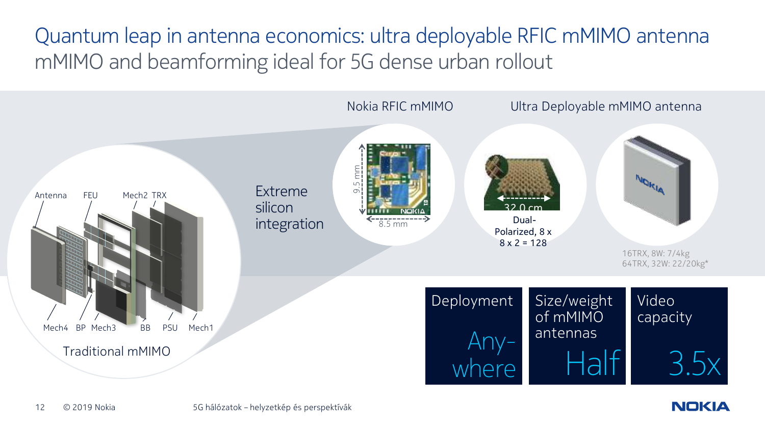# Quantum leap in antenna economics: ultra deployable RFIC mMIMO antenna

## mMIMO and beamforming ideal for 5G dense urban rollout

Antenna FEU Mech2 TRX

Mech4 BP Mech3 BB PSU Mech1

Traditional mMIMO

Extreme silicon integration

Nokia RFIC mMIMO

9.5 mm

8.5 mm

Ultra Deployable mMIMO antenna

32.0 cm

Dual-Polarized, 8 x 8 x 2 = 128

16TRX, 8W: 7/4kg
64TRX, 32W: 22/20kg*

| Deployment | Size/weight of mMIMO antennas | Video capacity |
|---|---|---|
| Any-where | Half | 3.5x |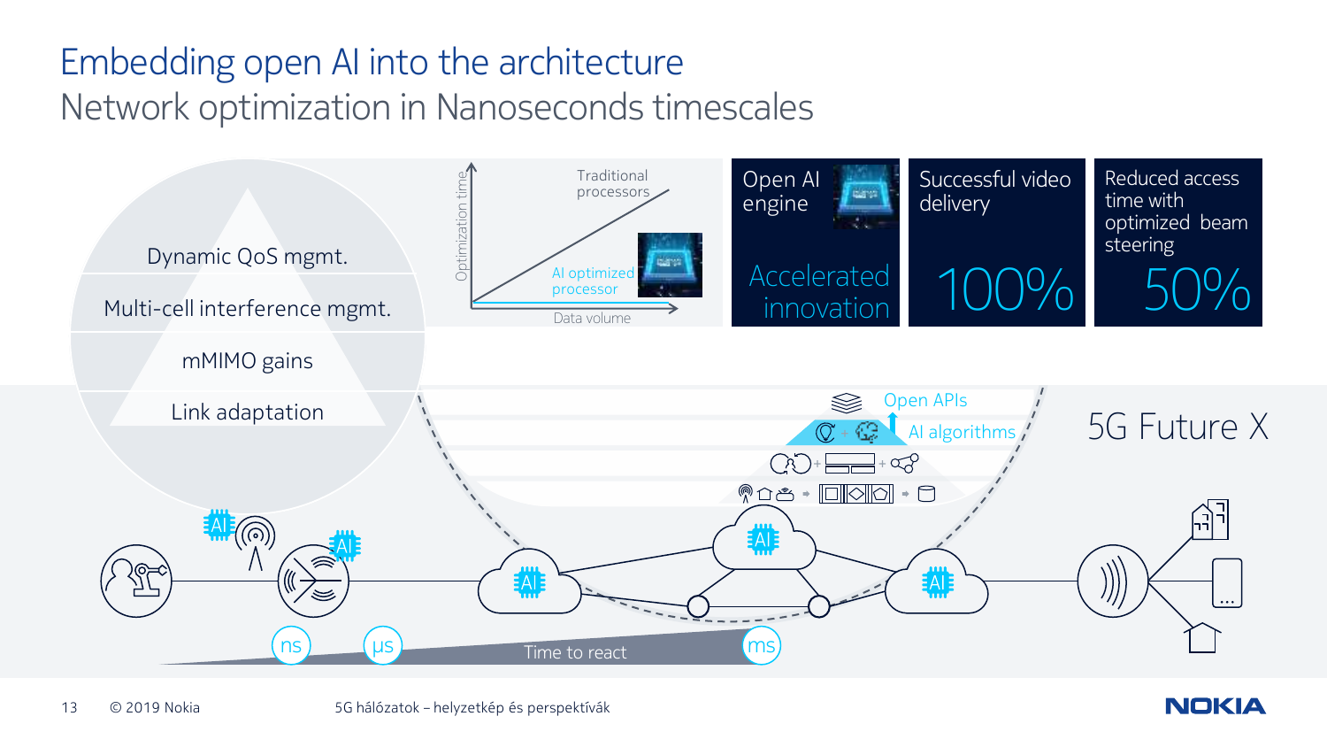# Embedding open AI into the architecture

## Network optimization in Nanoseconds timescales

- Dynamic QoS mgmt.
- Multi-cell interference mgmt.
- mMIMO gains
- Link adaptation

Optimization time

Traditional processors

AI optimized processor

Data volume

**Open AI engine**

Accelerated innovation

**Successful video delivery**

100%

**Reduced access time with optimized beam steering**

50%

Open APIs

AI algorithms

5G Future X

ns

μs

Time to react

ms

5G hálózatok – helyzetkép és perspektívák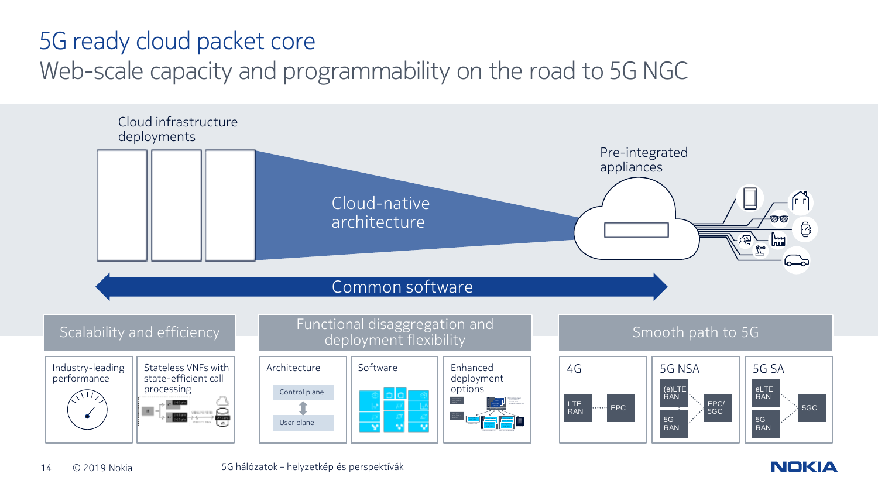# 5G ready cloud packet core

## Web-scale capacity and programmability on the road to 5G NGC

Cloud infrastructure deployments

Cloud-native architecture

Pre-integrated appliances

Common software

### Scalability and efficiency

- Industry-leading performance
- Stateless VNFs with state-efficient call processing

### Functional disaggregation and deployment flexibility

- Architecture
  - Control plane
  - User plane
- Software
- Enhanced deployment options

### Smooth path to 5G

- 4G
  - LTE RAN
  - EPC
- 5G NSA
  - (e)LTE RAN
  - 5G RAN
  - EPC/ 5GC
- 5G SA
  - eLTE RAN
  - 5G RAN
  - 5GC

© 2019 Nokia

5G hálózatok – helyzetkép és perspektívák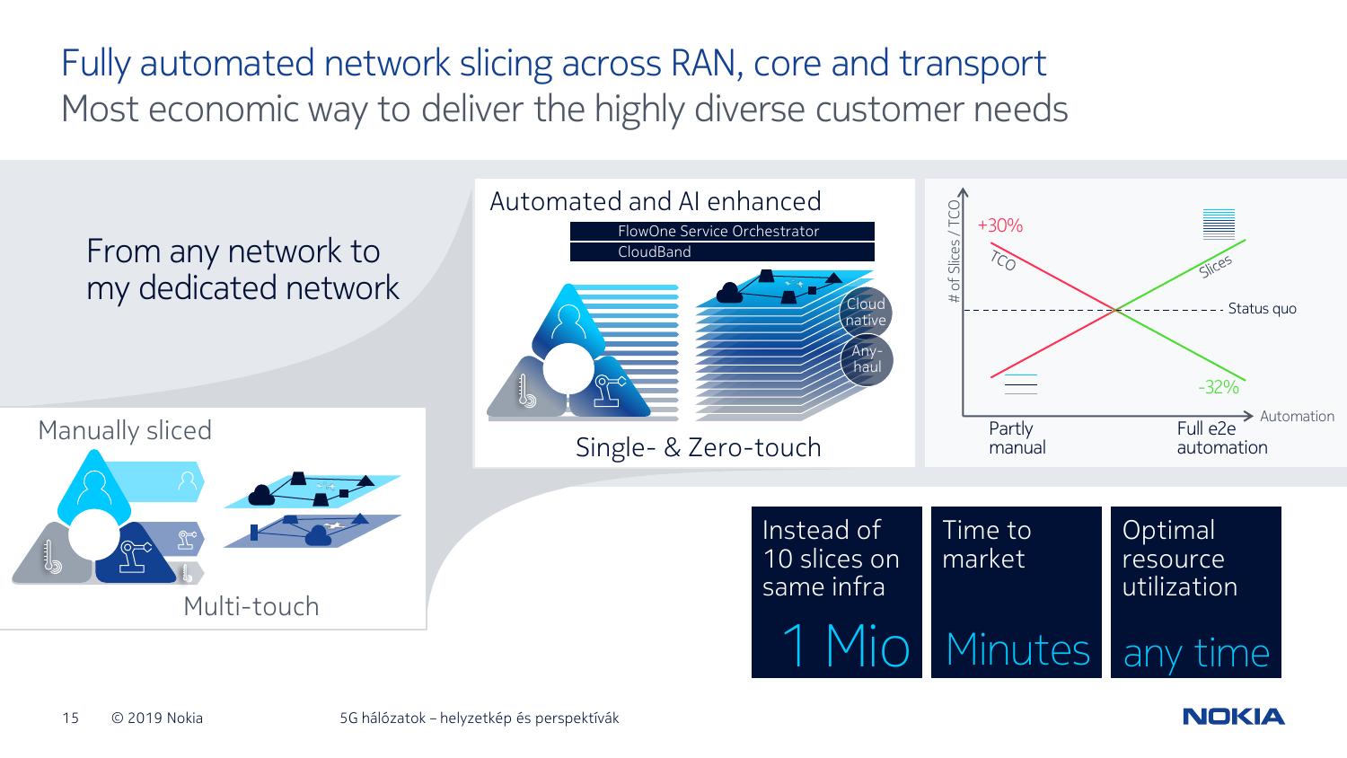# Fully automated network slicing across RAN, core and transport

## Most economic way to deliver the highly diverse customer needs

From any network to my dedicated network

**Manually sliced**

Multi-touch

**Automated and AI enhanced**

FlowOne Service Orchestrator

CloudBand

Cloud native

Any-haul

Single- & Zero-touch

# of Slices / TCO

+30%

TCO

Slices

Status quo

-32%

Automation

Partly manual

Full e2e automation

| Instead of 10 slices on same infra | Time to market | Optimal resource utilization |
|---|---|---|
| 1 Mio | Minutes | any time |

© 2019 Nokia

5G hálózatok – helyzetkép és perspektívák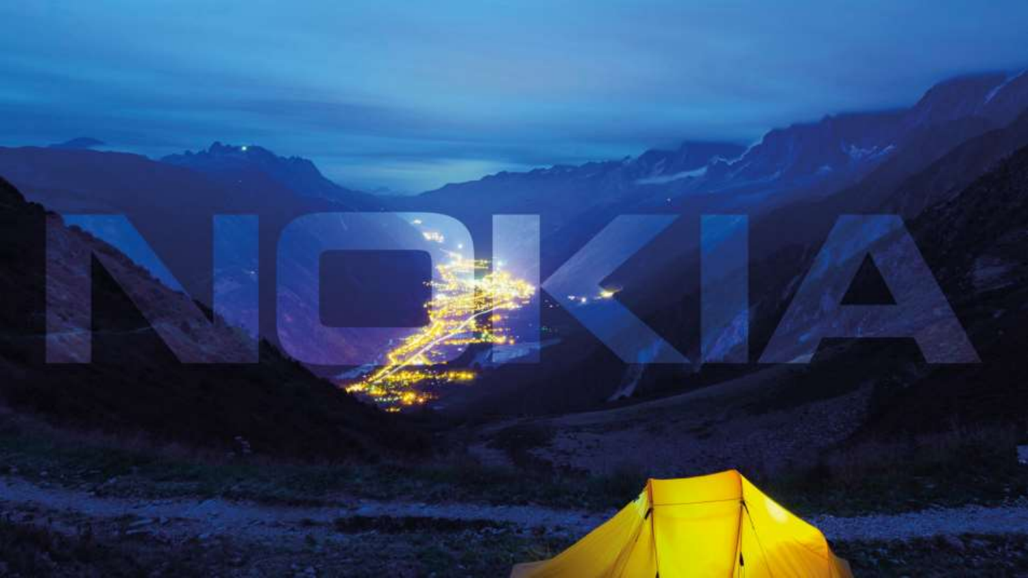NOKIA